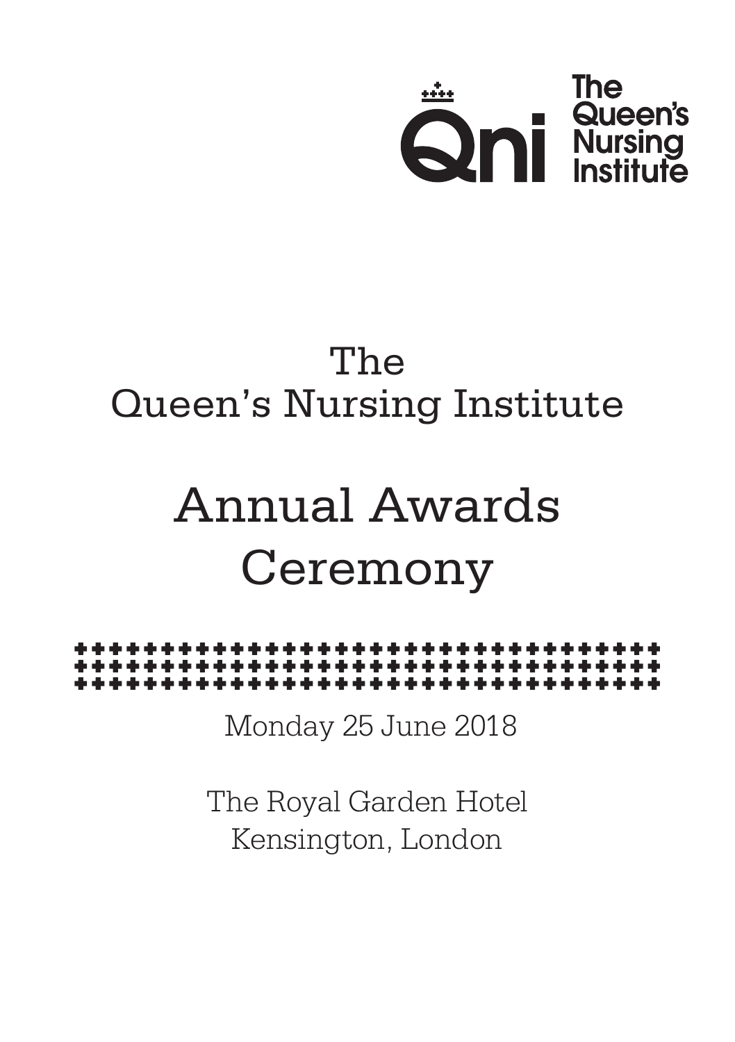The Queen's Nursing Institute

# The Queen's Nursing Institute

# Annual Awards Ceremony

Monday 25 June 2018

The Royal Garden Hotel
Kensington, London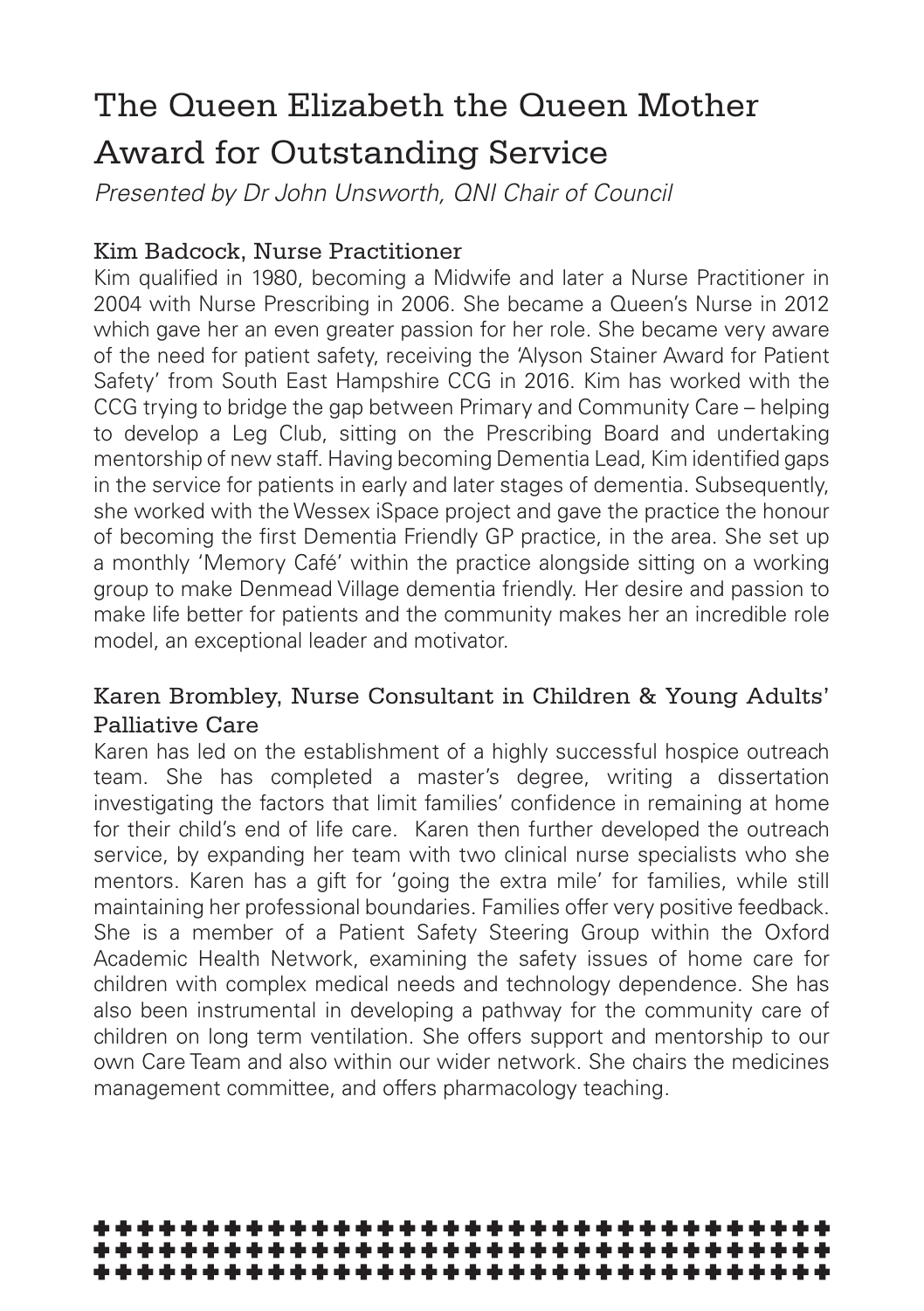# The Queen Elizabeth the Queen Mother Award for Outstanding Service

*Presented by Dr John Unsworth, QNI Chair of Council*

### Kim Badcock, Nurse Practitioner

Kim qualified in 1980, becoming a Midwife and later a Nurse Practitioner in 2004 with Nurse Prescribing in 2006. She became a Queen's Nurse in 2012 which gave her an even greater passion for her role. She became very aware of the need for patient safety, receiving the 'Alyson Stainer Award for Patient Safety' from South East Hampshire CCG in 2016. Kim has worked with the CCG trying to bridge the gap between Primary and Community Care – helping to develop a Leg Club, sitting on the Prescribing Board and undertaking mentorship of new staff. Having becoming Dementia Lead, Kim identified gaps in the service for patients in early and later stages of dementia. Subsequently, she worked with the Wessex iSpace project and gave the practice the honour of becoming the first Dementia Friendly GP practice, in the area. She set up a monthly 'Memory Café' within the practice alongside sitting on a working group to make Denmead Village dementia friendly. Her desire and passion to make life better for patients and the community makes her an incredible role model, an exceptional leader and motivator.

### Karen Brombley, Nurse Consultant in Children & Young Adults' Palliative Care

Karen has led on the establishment of a highly successful hospice outreach team. She has completed a master's degree, writing a dissertation investigating the factors that limit families' confidence in remaining at home for their child's end of life care. Karen then further developed the outreach service, by expanding her team with two clinical nurse specialists who she mentors. Karen has a gift for 'going the extra mile' for families, while still maintaining her professional boundaries. Families offer very positive feedback. She is a member of a Patient Safety Steering Group within the Oxford Academic Health Network, examining the safety issues of home care for children with complex medical needs and technology dependence. She has also been instrumental in developing a pathway for the community care of children on long term ventilation. She offers support and mentorship to our own Care Team and also within our wider network. She chairs the medicines management committee, and offers pharmacology teaching.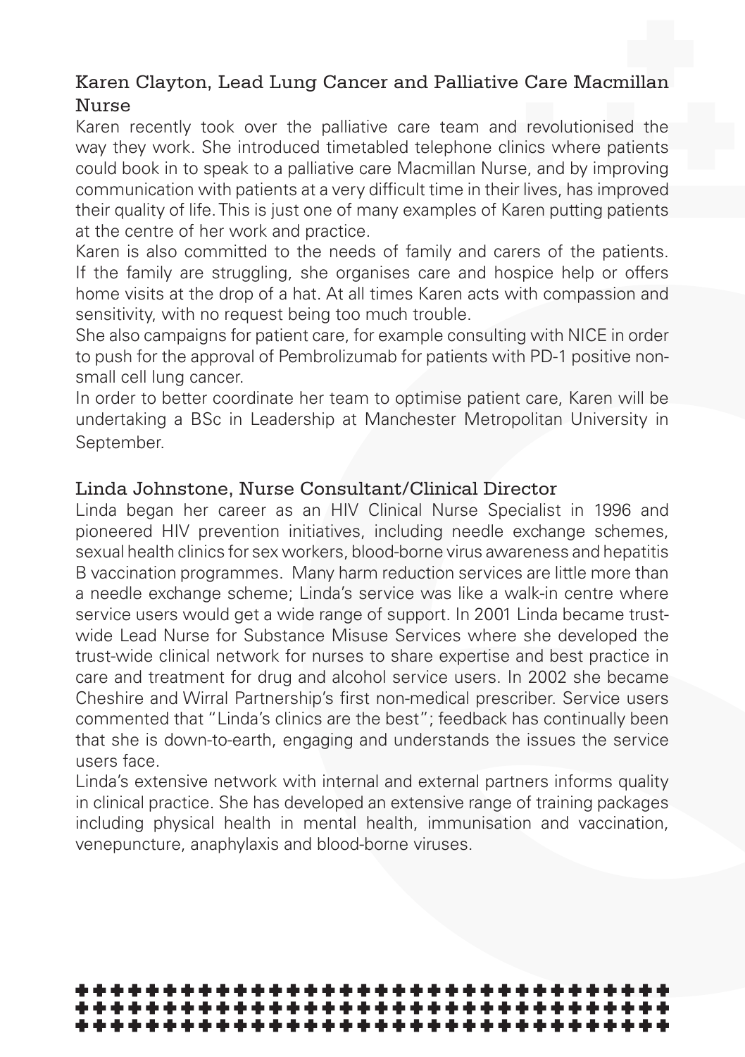### Karen Clayton, Lead Lung Cancer and Palliative Care Macmillan Nurse

Karen recently took over the palliative care team and revolutionised the way they work. She introduced timetabled telephone clinics where patients could book in to speak to a palliative care Macmillan Nurse, and by improving communication with patients at a very difficult time in their lives, has improved their quality of life. This is just one of many examples of Karen putting patients at the centre of her work and practice.

Karen is also committed to the needs of family and carers of the patients. If the family are struggling, she organises care and hospice help or offers home visits at the drop of a hat. At all times Karen acts with compassion and sensitivity, with no request being too much trouble.

She also campaigns for patient care, for example consulting with NICE in order to push for the approval of Pembrolizumab for patients with PD-1 positive non-small cell lung cancer.

In order to better coordinate her team to optimise patient care, Karen will be undertaking a BSc in Leadership at Manchester Metropolitan University in September.

### Linda Johnstone, Nurse Consultant/Clinical Director

Linda began her career as an HIV Clinical Nurse Specialist in 1996 and pioneered HIV prevention initiatives, including needle exchange schemes, sexual health clinics for sex workers, blood-borne virus awareness and hepatitis B vaccination programmes. Many harm reduction services are little more than a needle exchange scheme; Linda's service was like a walk-in centre where service users would get a wide range of support. In 2001 Linda became trust-wide Lead Nurse for Substance Misuse Services where she developed the trust-wide clinical network for nurses to share expertise and best practice in care and treatment for drug and alcohol service users. In 2002 she became Cheshire and Wirral Partnership's first non-medical prescriber. Service users commented that "Linda's clinics are the best"; feedback has continually been that she is down-to-earth, engaging and understands the issues the service users face.

Linda's extensive network with internal and external partners informs quality in clinical practice. She has developed an extensive range of training packages including physical health in mental health, immunisation and vaccination, venepuncture, anaphylaxis and blood-borne viruses.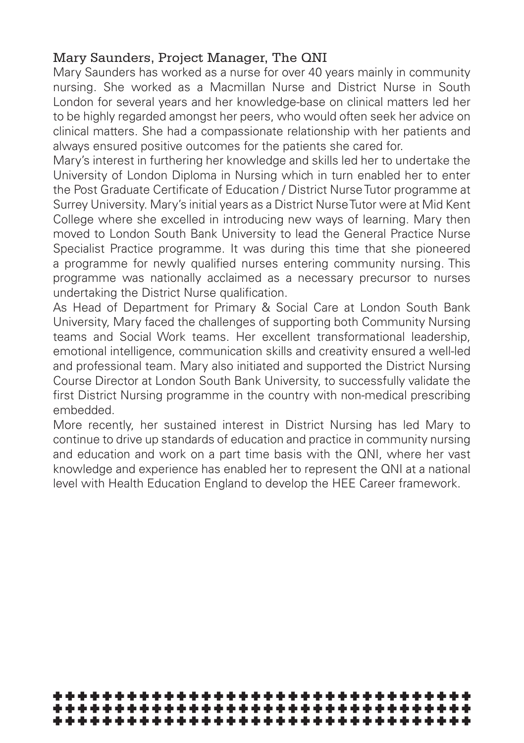### Mary Saunders, Project Manager, The QNI

Mary Saunders has worked as a nurse for over 40 years mainly in community nursing. She worked as a Macmillan Nurse and District Nurse in South London for several years and her knowledge-base on clinical matters led her to be highly regarded amongst her peers, who would often seek her advice on clinical matters. She had a compassionate relationship with her patients and always ensured positive outcomes for the patients she cared for.

Mary's interest in furthering her knowledge and skills led her to undertake the University of London Diploma in Nursing which in turn enabled her to enter the Post Graduate Certificate of Education / District Nurse Tutor programme at Surrey University. Mary's initial years as a District Nurse Tutor were at Mid Kent College where she excelled in introducing new ways of learning. Mary then moved to London South Bank University to lead the General Practice Nurse Specialist Practice programme. It was during this time that she pioneered a programme for newly qualified nurses entering community nursing. This programme was nationally acclaimed as a necessary precursor to nurses undertaking the District Nurse qualification.

As Head of Department for Primary & Social Care at London South Bank University, Mary faced the challenges of supporting both Community Nursing teams and Social Work teams. Her excellent transformational leadership, emotional intelligence, communication skills and creativity ensured a well-led and professional team. Mary also initiated and supported the District Nursing Course Director at London South Bank University, to successfully validate the first District Nursing programme in the country with non-medical prescribing embedded.

More recently, her sustained interest in District Nursing has led Mary to continue to drive up standards of education and practice in community nursing and education and work on a part time basis with the QNI, where her vast knowledge and experience has enabled her to represent the QNI at a national level with Health Education England to develop the HEE Career framework.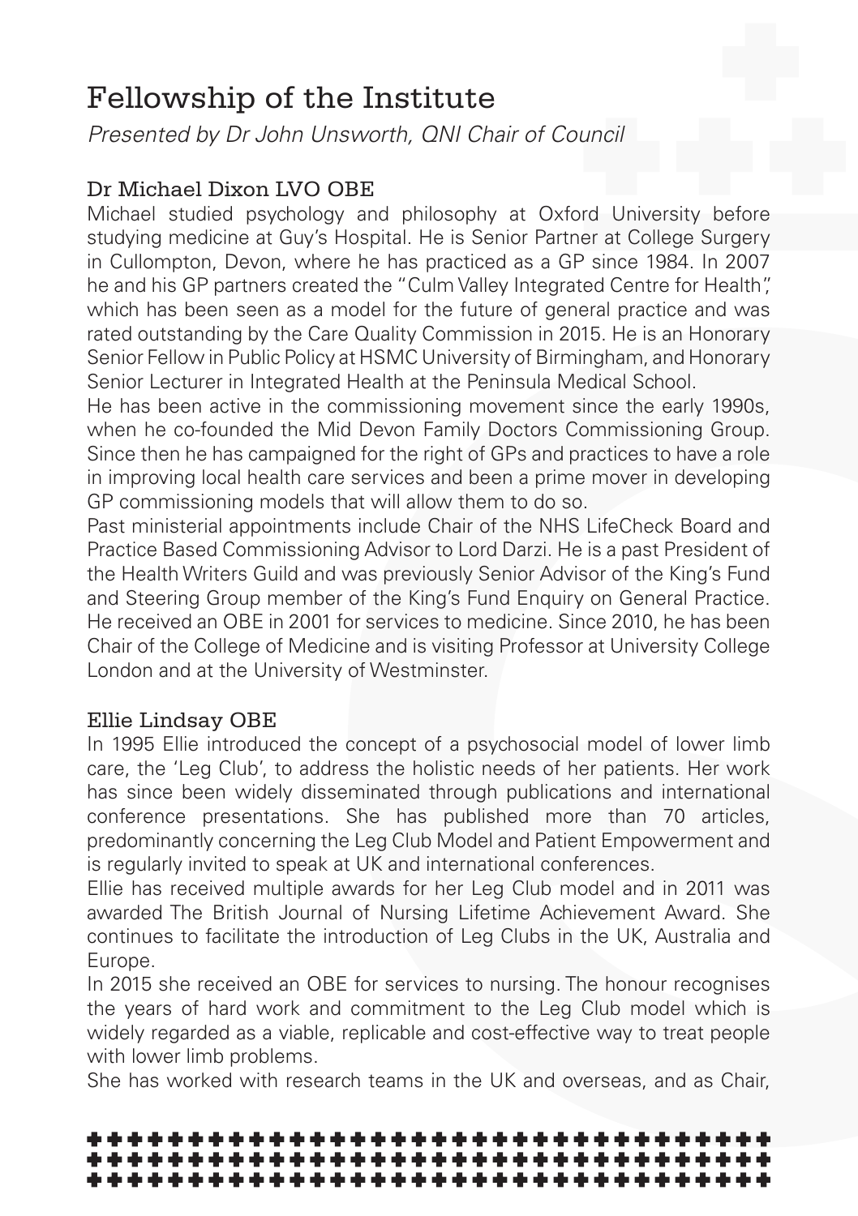# Fellowship of the Institute

*Presented by Dr John Unsworth, QNI Chair of Council*

## Dr Michael Dixon LVO OBE

Michael studied psychology and philosophy at Oxford University before studying medicine at Guy's Hospital. He is Senior Partner at College Surgery in Cullompton, Devon, where he has practiced as a GP since 1984. In 2007 he and his GP partners created the "Culm Valley Integrated Centre for Health", which has been seen as a model for the future of general practice and was rated outstanding by the Care Quality Commission in 2015. He is an Honorary Senior Fellow in Public Policy at HSMC University of Birmingham, and Honorary Senior Lecturer in Integrated Health at the Peninsula Medical School.

He has been active in the commissioning movement since the early 1990s, when he co-founded the Mid Devon Family Doctors Commissioning Group. Since then he has campaigned for the right of GPs and practices to have a role in improving local health care services and been a prime mover in developing GP commissioning models that will allow them to do so.

Past ministerial appointments include Chair of the NHS LifeCheck Board and Practice Based Commissioning Advisor to Lord Darzi. He is a past President of the Health Writers Guild and was previously Senior Advisor of the King's Fund and Steering Group member of the King's Fund Enquiry on General Practice. He received an OBE in 2001 for services to medicine. Since 2010, he has been Chair of the College of Medicine and is visiting Professor at University College London and at the University of Westminster.

## Ellie Lindsay OBE

In 1995 Ellie introduced the concept of a psychosocial model of lower limb care, the 'Leg Club', to address the holistic needs of her patients. Her work has since been widely disseminated through publications and international conference presentations. She has published more than 70 articles, predominantly concerning the Leg Club Model and Patient Empowerment and is regularly invited to speak at UK and international conferences.

Ellie has received multiple awards for her Leg Club model and in 2011 was awarded The British Journal of Nursing Lifetime Achievement Award. She continues to facilitate the introduction of Leg Clubs in the UK, Australia and Europe.

In 2015 she received an OBE for services to nursing. The honour recognises the years of hard work and commitment to the Leg Club model which is widely regarded as a viable, replicable and cost-effective way to treat people with lower limb problems.

She has worked with research teams in the UK and overseas, and as Chair,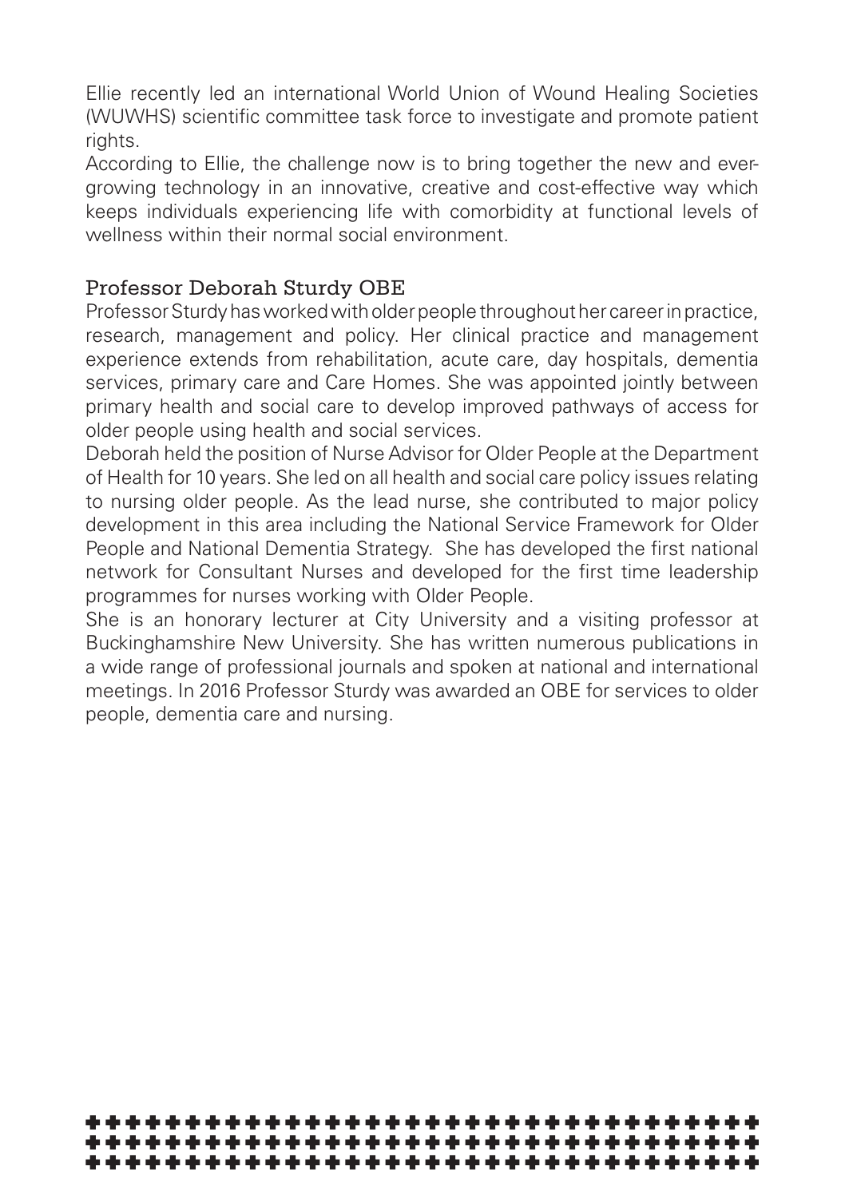Ellie recently led an international World Union of Wound Healing Societies (WUWHS) scientific committee task force to investigate and promote patient rights.

According to Ellie, the challenge now is to bring together the new and ever-growing technology in an innovative, creative and cost-effective way which keeps individuals experiencing life with comorbidity at functional levels of wellness within their normal social environment.

## Professor Deborah Sturdy OBE

Professor Sturdy has worked with older people throughout her career in practice, research, management and policy. Her clinical practice and management experience extends from rehabilitation, acute care, day hospitals, dementia services, primary care and Care Homes. She was appointed jointly between primary health and social care to develop improved pathways of access for older people using health and social services.

Deborah held the position of Nurse Advisor for Older People at the Department of Health for 10 years. She led on all health and social care policy issues relating to nursing older people. As the lead nurse, she contributed to major policy development in this area including the National Service Framework for Older People and National Dementia Strategy. She has developed the first national network for Consultant Nurses and developed for the first time leadership programmes for nurses working with Older People.

She is an honorary lecturer at City University and a visiting professor at Buckinghamshire New University. She has written numerous publications in a wide range of professional journals and spoken at national and international meetings. In 2016 Professor Sturdy was awarded an OBE for services to older people, dementia care and nursing.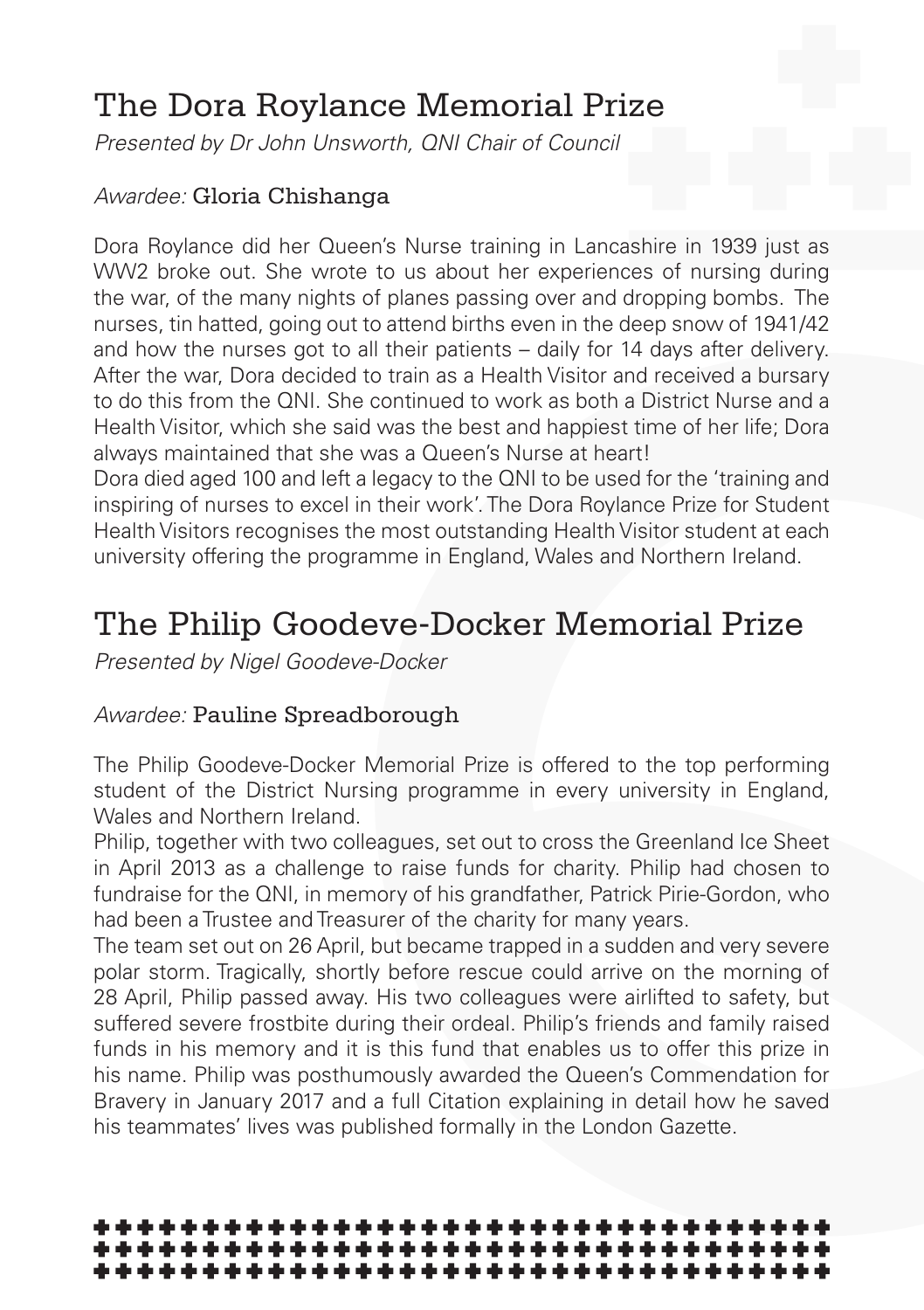## The Dora Roylance Memorial Prize

*Presented by Dr John Unsworth, QNI Chair of Council*

*Awardee:* Gloria Chishanga

Dora Roylance did her Queen's Nurse training in Lancashire in 1939 just as WW2 broke out. She wrote to us about her experiences of nursing during the war, of the many nights of planes passing over and dropping bombs. The nurses, tin hatted, going out to attend births even in the deep snow of 1941/42 and how the nurses got to all their patients – daily for 14 days after delivery. After the war, Dora decided to train as a Health Visitor and received a bursary to do this from the QNI. She continued to work as both a District Nurse and a Health Visitor, which she said was the best and happiest time of her life; Dora always maintained that she was a Queen's Nurse at heart!

Dora died aged 100 and left a legacy to the QNI to be used for the 'training and inspiring of nurses to excel in their work'. The Dora Roylance Prize for Student Health Visitors recognises the most outstanding Health Visitor student at each university offering the programme in England, Wales and Northern Ireland.

## The Philip Goodeve-Docker Memorial Prize

*Presented by Nigel Goodeve-Docker*

*Awardee:* Pauline Spreadborough

The Philip Goodeve-Docker Memorial Prize is offered to the top performing student of the District Nursing programme in every university in England, Wales and Northern Ireland.

Philip, together with two colleagues, set out to cross the Greenland Ice Sheet in April 2013 as a challenge to raise funds for charity. Philip had chosen to fundraise for the QNI, in memory of his grandfather, Patrick Pirie-Gordon, who had been a Trustee and Treasurer of the charity for many years.

The team set out on 26 April, but became trapped in a sudden and very severe polar storm. Tragically, shortly before rescue could arrive on the morning of 28 April, Philip passed away. His two colleagues were airlifted to safety, but suffered severe frostbite during their ordeal. Philip's friends and family raised funds in his memory and it is this fund that enables us to offer this prize in his name. Philip was posthumously awarded the Queen's Commendation for Bravery in January 2017 and a full Citation explaining in detail how he saved his teammates' lives was published formally in the London Gazette.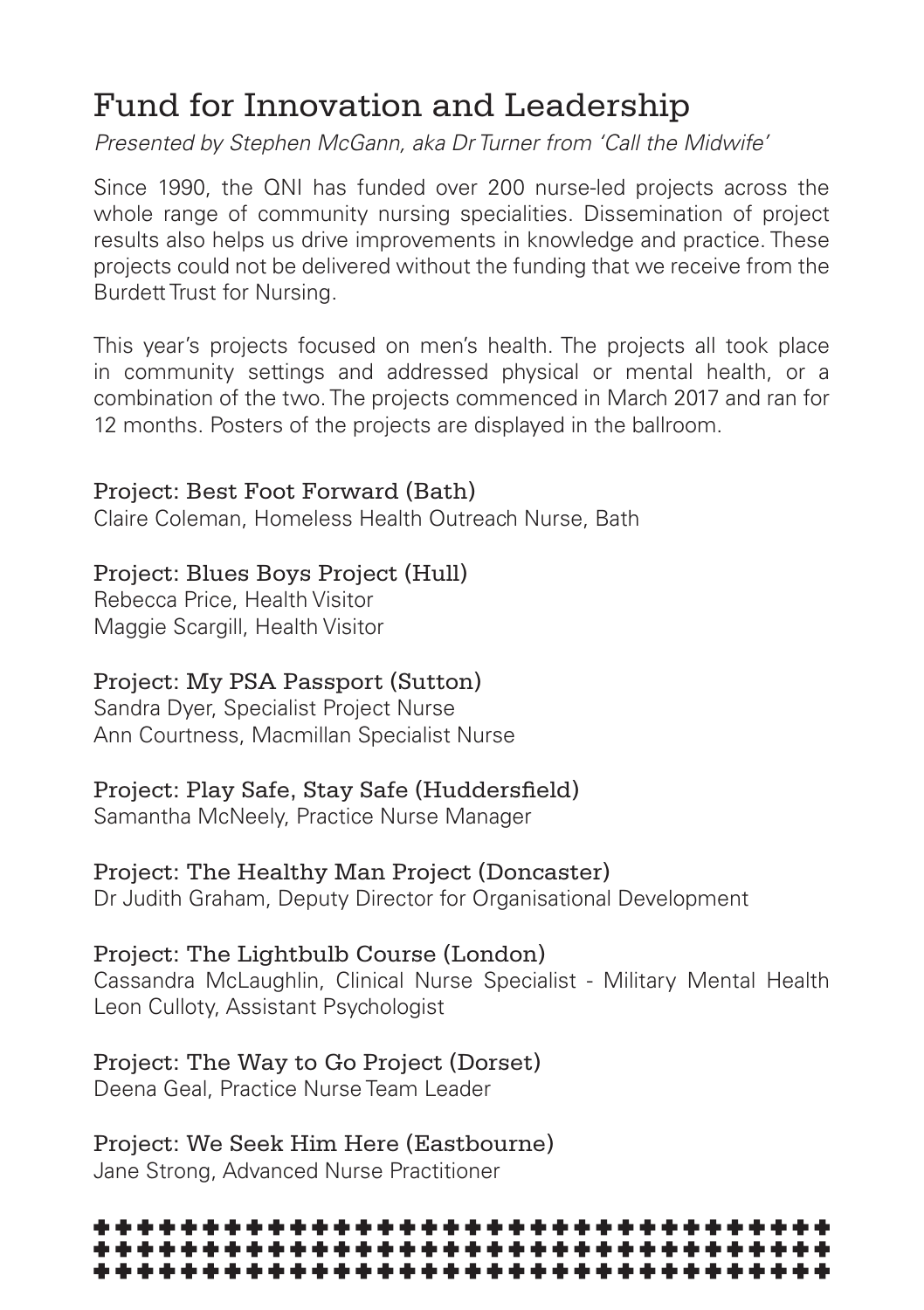# Fund for Innovation and Leadership

*Presented by Stephen McGann, aka Dr Turner from 'Call the Midwife'*

Since 1990, the QNI has funded over 200 nurse-led projects across the whole range of community nursing specialities. Dissemination of project results also helps us drive improvements in knowledge and practice. These projects could not be delivered without the funding that we receive from the Burdett Trust for Nursing.

This year's projects focused on men's health. The projects all took place in community settings and addressed physical or mental health, or a combination of the two. The projects commenced in March 2017 and ran for 12 months. Posters of the projects are displayed in the ballroom.

### Project: Best Foot Forward (Bath)

Claire Coleman, Homeless Health Outreach Nurse, Bath

### Project: Blues Boys Project (Hull)

Rebecca Price, Health Visitor
Maggie Scargill, Health Visitor

### Project: My PSA Passport (Sutton)

Sandra Dyer, Specialist Project Nurse
Ann Courtness, Macmillan Specialist Nurse

### Project: Play Safe, Stay Safe (Huddersfield)

Samantha McNeely, Practice Nurse Manager

### Project: The Healthy Man Project (Doncaster)

Dr Judith Graham, Deputy Director for Organisational Development

### Project: The Lightbulb Course (London)

Cassandra McLaughlin, Clinical Nurse Specialist - Military Mental Health
Leon Culloty, Assistant Psychologist

### Project: The Way to Go Project (Dorset)

Deena Geal, Practice Nurse Team Leader

### Project: We Seek Him Here (Eastbourne)

Jane Strong, Advanced Nurse Practitioner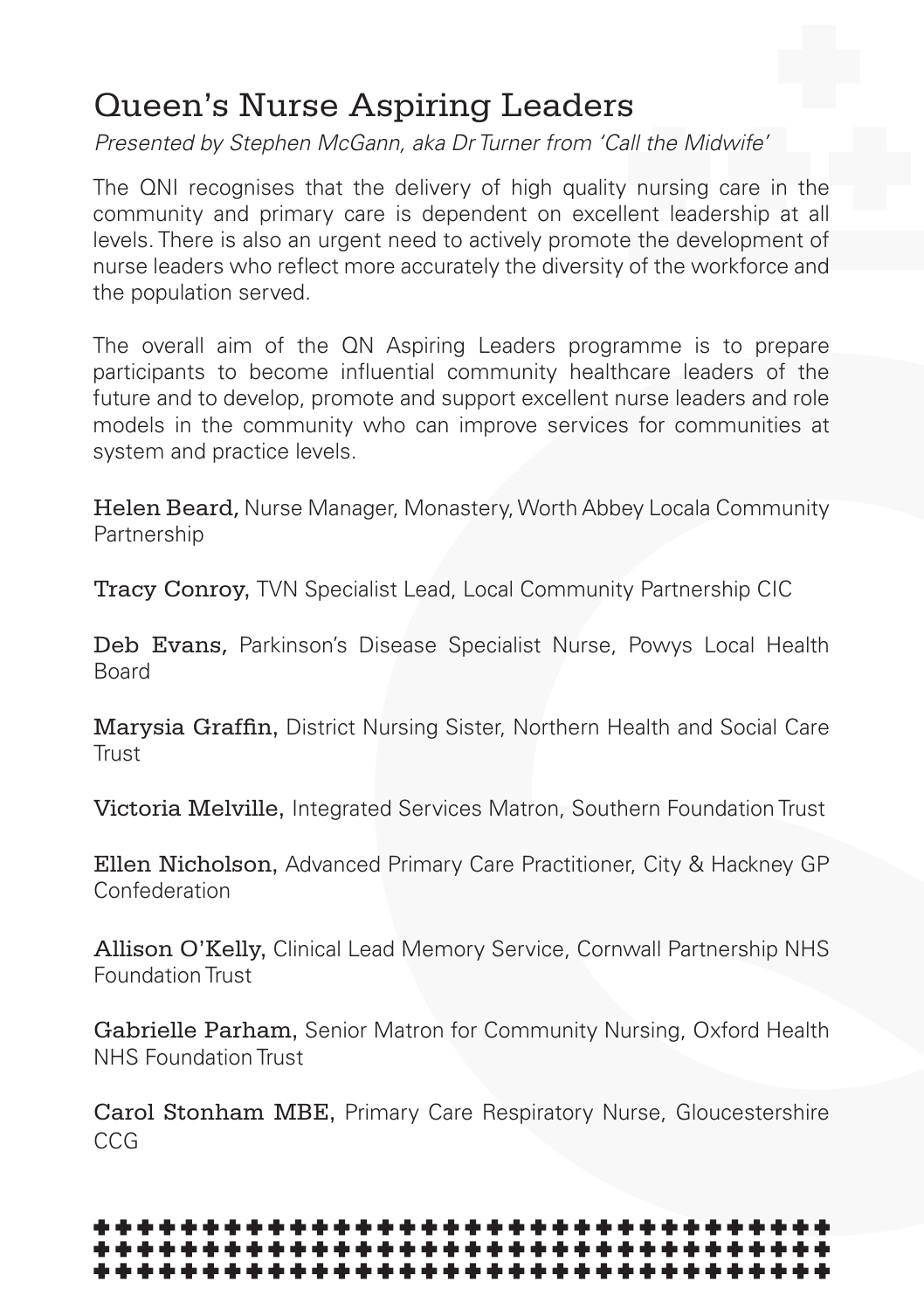# Queen's Nurse Aspiring Leaders

*Presented by Stephen McGann, aka Dr Turner from 'Call the Midwife'*

The QNI recognises that the delivery of high quality nursing care in the community and primary care is dependent on excellent leadership at all levels. There is also an urgent need to actively promote the development of nurse leaders who reflect more accurately the diversity of the workforce and the population served.

The overall aim of the QN Aspiring Leaders programme is to prepare participants to become influential community healthcare leaders of the future and to develop, promote and support excellent nurse leaders and role models in the community who can improve services for communities at system and practice levels.

**Helen Beard,** Nurse Manager, Monastery, Worth Abbey Locala Community Partnership

**Tracy Conroy,** TVN Specialist Lead, Local Community Partnership CIC

**Deb Evans,** Parkinson's Disease Specialist Nurse, Powys Local Health Board

**Marysia Graffin,** District Nursing Sister, Northern Health and Social Care Trust

**Victoria Melville,** Integrated Services Matron, Southern Foundation Trust

**Ellen Nicholson,** Advanced Primary Care Practitioner, City & Hackney GP Confederation

**Allison O'Kelly,** Clinical Lead Memory Service, Cornwall Partnership NHS Foundation Trust

**Gabrielle Parham,** Senior Matron for Community Nursing, Oxford Health NHS Foundation Trust

**Carol Stonham MBE,** Primary Care Respiratory Nurse, Gloucestershire CCG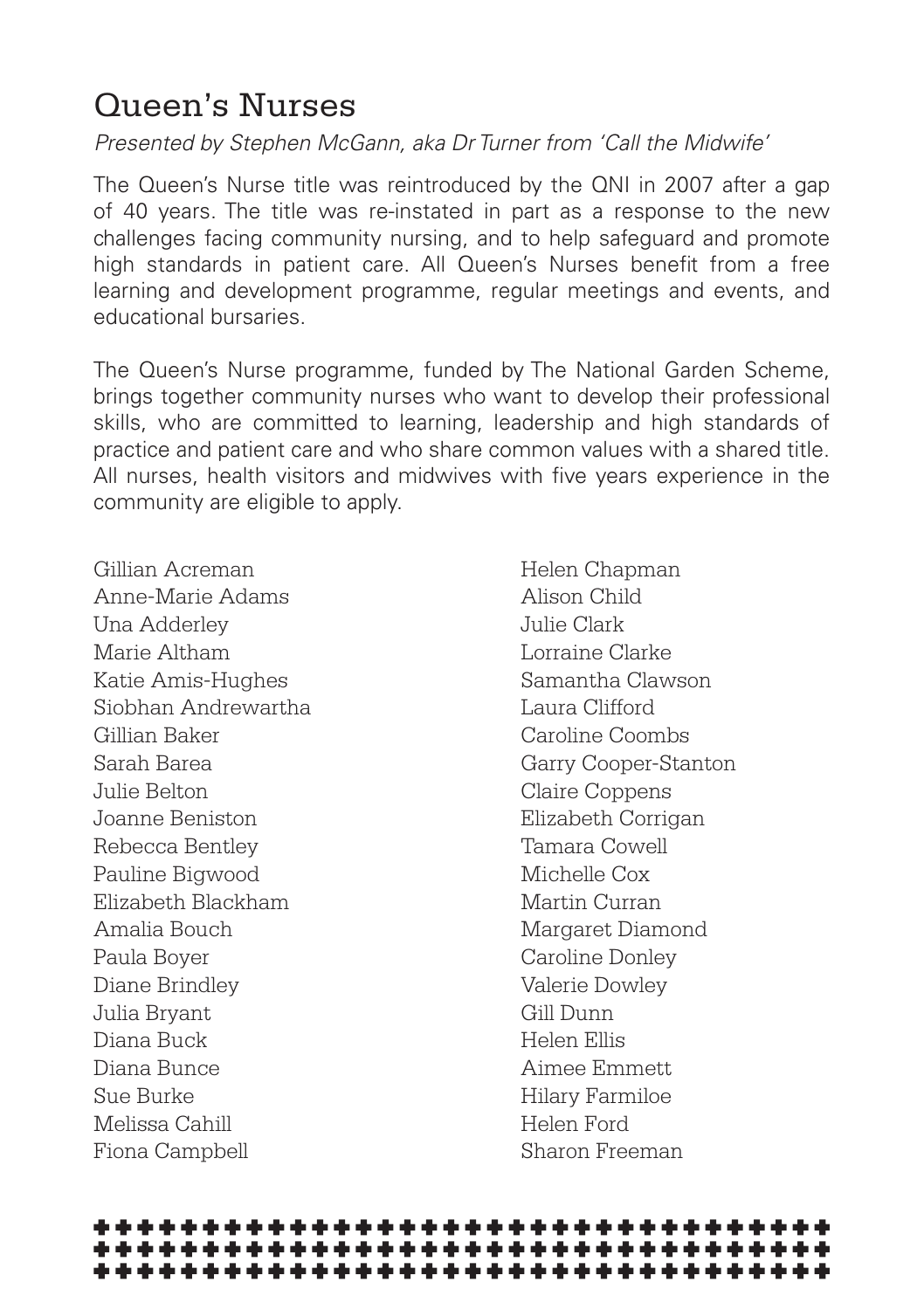## Queen's Nurses

*Presented by Stephen McGann, aka Dr Turner from 'Call the Midwife'*

The Queen's Nurse title was reintroduced by the QNI in 2007 after a gap of 40 years. The title was re-instated in part as a response to the new challenges facing community nursing, and to help safeguard and promote high standards in patient care. All Queen's Nurses benefit from a free learning and development programme, regular meetings and events, and educational bursaries.

The Queen's Nurse programme, funded by The National Garden Scheme, brings together community nurses who want to develop their professional skills, who are committed to learning, leadership and high standards of practice and patient care and who share common values with a shared title. All nurses, health visitors and midwives with five years experience in the community are eligible to apply.

Gillian Acreman
Anne-Marie Adams
Una Adderley
Marie Altham
Katie Amis-Hughes
Siobhan Andrewartha
Gillian Baker
Sarah Barea
Julie Belton
Joanne Beniston
Rebecca Bentley
Pauline Bigwood
Elizabeth Blackham
Amalia Bouch
Paula Boyer
Diane Brindley
Julia Bryant
Diana Buck
Diana Bunce
Sue Burke
Melissa Cahill
Fiona Campbell
Helen Chapman
Alison Child
Julie Clark
Lorraine Clarke
Samantha Clawson
Laura Clifford
Caroline Coombs
Garry Cooper-Stanton
Claire Coppens
Elizabeth Corrigan
Tamara Cowell
Michelle Cox
Martin Curran
Margaret Diamond
Caroline Donley
Valerie Dowley
Gill Dunn
Helen Ellis
Aimee Emmett
Hilary Farmiloe
Helen Ford
Sharon Freeman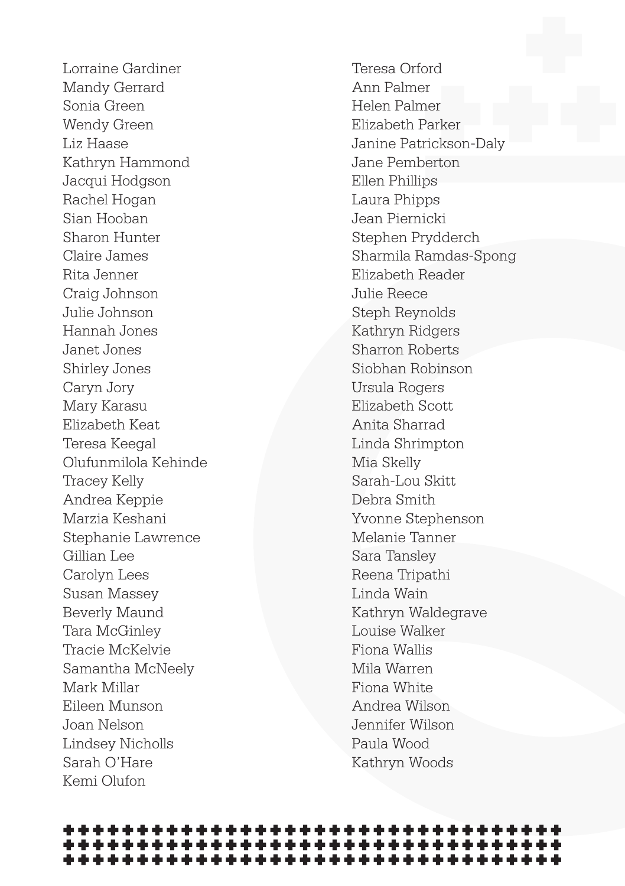Lorraine Gardiner
Mandy Gerrard
Sonia Green
Wendy Green
Liz Haase
Kathryn Hammond
Jacqui Hodgson
Rachel Hogan
Sian Hooban
Sharon Hunter
Claire James
Rita Jenner
Craig Johnson
Julie Johnson
Hannah Jones
Janet Jones
Shirley Jones
Caryn Jory
Mary Karasu
Elizabeth Keat
Teresa Keegal
Olufunmilola Kehinde
Tracey Kelly
Andrea Keppie
Marzia Keshani
Stephanie Lawrence
Gillian Lee
Carolyn Lees
Susan Massey
Beverly Maund
Tara McGinley
Tracie McKelvie
Samantha McNeely
Mark Millar
Eileen Munson
Joan Nelson
Lindsey Nicholls
Sarah O'Hare
Kemi Olufon
Teresa Orford
Ann Palmer
Helen Palmer
Elizabeth Parker
Janine Patrickson-Daly
Jane Pemberton
Ellen Phillips
Laura Phipps
Jean Piernicki
Stephen Prydderch
Sharmila Ramdas-Spong
Elizabeth Reader
Julie Reece
Steph Reynolds
Kathryn Ridgers
Sharron Roberts
Siobhan Robinson
Ursula Rogers
Elizabeth Scott
Anita Sharrad
Linda Shrimpton
Mia Skelly
Sarah-Lou Skitt
Debra Smith
Yvonne Stephenson
Melanie Tanner
Sara Tansley
Reena Tripathi
Linda Wain
Kathryn Waldegrave
Louise Walker
Fiona Wallis
Mila Warren
Fiona White
Andrea Wilson
Jennifer Wilson
Paula Wood
Kathryn Woods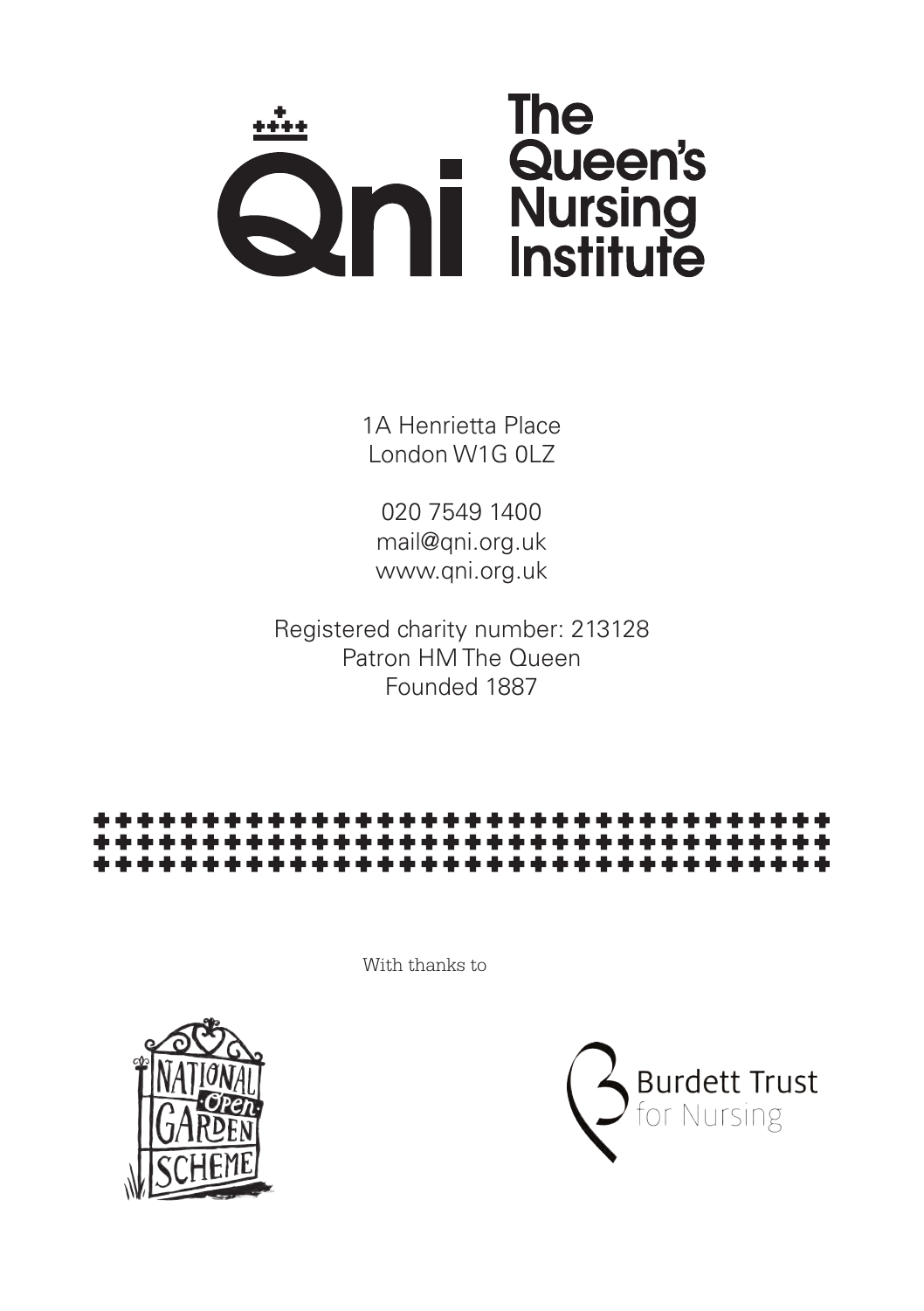# The Queen's Nursing Institute

1A Henrietta Place
London W1G 0LZ

020 7549 1400
mail@qni.org.uk
www.qni.org.uk

Registered charity number: 213128
Patron HM The Queen
Founded 1887

With thanks to

National Open Garden Scheme

Burdett Trust for Nursing